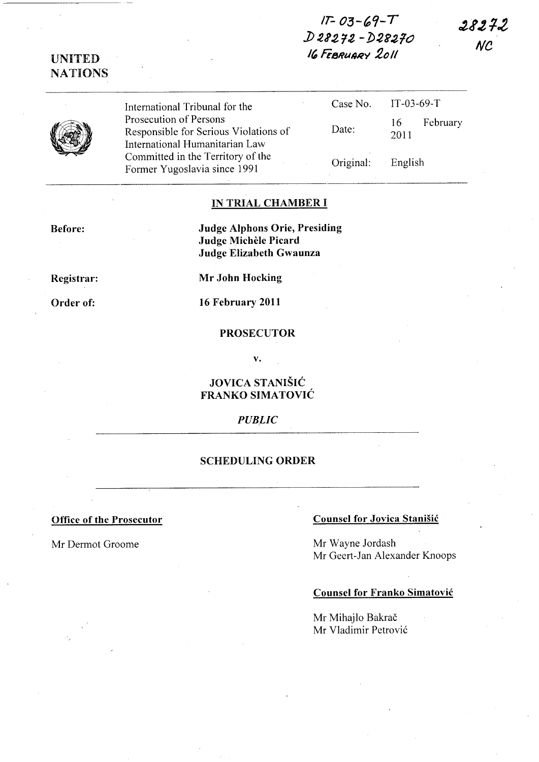IT-03-69-T
D28272 - D28270
16 February 2011

28272
NC

UNITED NATIONS

| International Tribunal for the Prosecution of Persons Responsible for Serious Violations of International Humanitarian Law Committed in the Territory of the Former Yugoslavia since 1991 | Case No. | IT-03-69-T |
|---|---|---|
| | Date: | 16 February 2011 |
| | Original: | English |

## IN TRIAL CHAMBER I

**Before:** **Judge Alphons Orie, Presiding**
**Judge Michèle Picard**
**Judge Elizabeth Gwaunza**

**Registrar:** **Mr John Hocking**

**Order of:** **16 February 2011**

**PROSECUTOR**

**v.**

**JOVICA STANIŠIĆ**
**FRANKO SIMATOVIĆ**

*PUBLIC*

## SCHEDULING ORDER

**Office of the Prosecutor**

Mr Dermot Groome

**Counsel for Jovica Stanišić**

Mr Wayne Jordash
Mr Geert-Jan Alexander Knoops

**Counsel for Franko Simatović**

Mr Mihajlo Bakrač
Mr Vladimir Petrović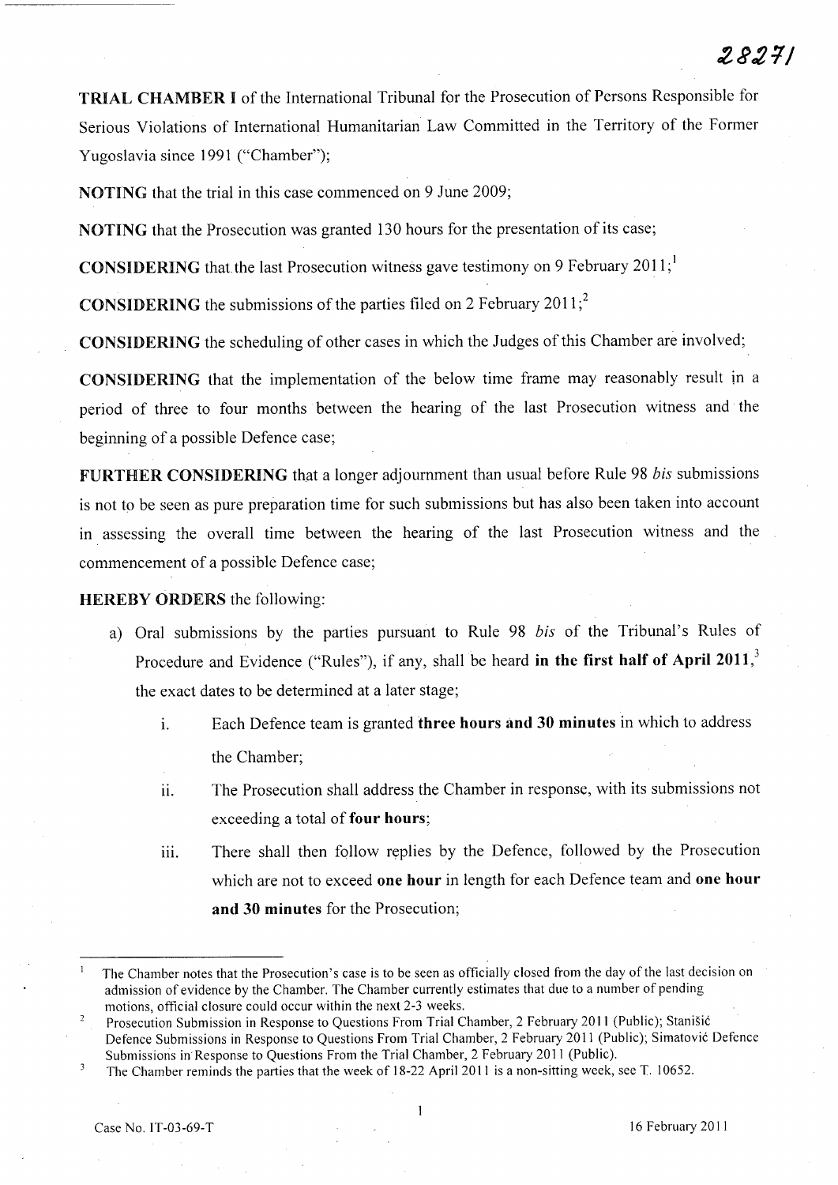**TRIAL CHAMBER I** of the International Tribunal for the Prosecution of Persons Responsible for Serious Violations of International Humanitarian Law Committed in the Territory of the Former Yugoslavia since 1991 ("Chamber");

**NOTING** that the trial in this case commenced on 9 June 2009;

**NOTING** that the Prosecution was granted 130 hours for the presentation of its case;

**CONSIDERING** that the last Prosecution witness gave testimony on 9 February 2011;[1]

**CONSIDERING** the submissions of the parties filed on 2 February 2011;[2]

**CONSIDERING** the scheduling of other cases in which the Judges of this Chamber are involved;

**CONSIDERING** that the implementation of the below time frame may reasonably result in a period of three to four months between the hearing of the last Prosecution witness and the beginning of a possible Defence case;

**FURTHER CONSIDERING** that a longer adjournment than usual before Rule 98 *bis* submissions is not to be seen as pure preparation time for such submissions but has also been taken into account in assessing the overall time between the hearing of the last Prosecution witness and the commencement of a possible Defence case;

**HEREBY ORDERS** the following:

a) Oral submissions by the parties pursuant to Rule 98 *bis* of the Tribunal's Rules of Procedure and Evidence ("Rules"), if any, shall be heard **in the first half of April 2011**,[3] the exact dates to be determined at a later stage;

   i. Each Defence team is granted **three hours and 30 minutes** in which to address the Chamber;

   ii. The Prosecution shall address the Chamber in response, with its submissions not exceeding a total of **four hours**;

   iii. There shall then follow replies by the Defence, followed by the Prosecution which are not to exceed **one hour** in length for each Defence team and **one hour and 30 minutes** for the Prosecution;

---

[1] The Chamber notes that the Prosecution's case is to be seen as officially closed from the day of the last decision on admission of evidence by the Chamber. The Chamber currently estimates that due to a number of pending motions, official closure could occur within the next 2-3 weeks.

[2] Prosecution Submission in Response to Questions From Trial Chamber, 2 February 2011 (Public); Stanišić Defence Submissions in Response to Questions From Trial Chamber, 2 February 2011 (Public); Simatović Defence Submissions in Response to Questions From the Trial Chamber, 2 February 2011 (Public).

[3] The Chamber reminds the parties that the week of 18-22 April 2011 is a non-sitting week, see T. 10652.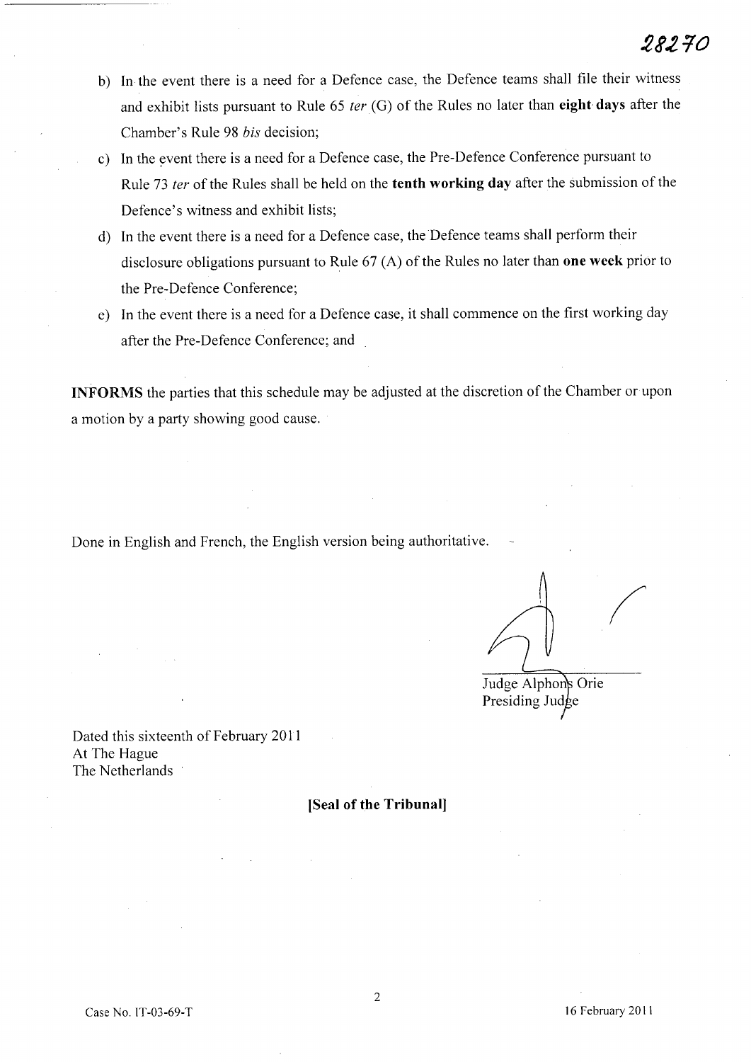28270

b) In the event there is a need for a Defence case, the Defence teams shall file their witness and exhibit lists pursuant to Rule 65 *ter* (G) of the Rules no later than **eight days** after the Chamber's Rule 98 *bis* decision;

c) In the event there is a need for a Defence case, the Pre-Defence Conference pursuant to Rule 73 *ter* of the Rules shall be held on the **tenth working day** after the submission of the Defence's witness and exhibit lists;

d) In the event there is a need for a Defence case, the Defence teams shall perform their disclosure obligations pursuant to Rule 67 (A) of the Rules no later than **one week** prior to the Pre-Defence Conference;

e) In the event there is a need for a Defence case, it shall commence on the first working day after the Pre-Defence Conference; and

**INFORMS** the parties that this schedule may be adjusted at the discretion of the Chamber or upon a motion by a party showing good cause.

Done in English and French, the English version being authoritative.

Judge Alphons Orie
Presiding Judge

Dated this sixteenth of February 2011
At The Hague
The Netherlands

**[Seal of the Tribunal]**

Case No. IT-03-69-T

16 February 2011